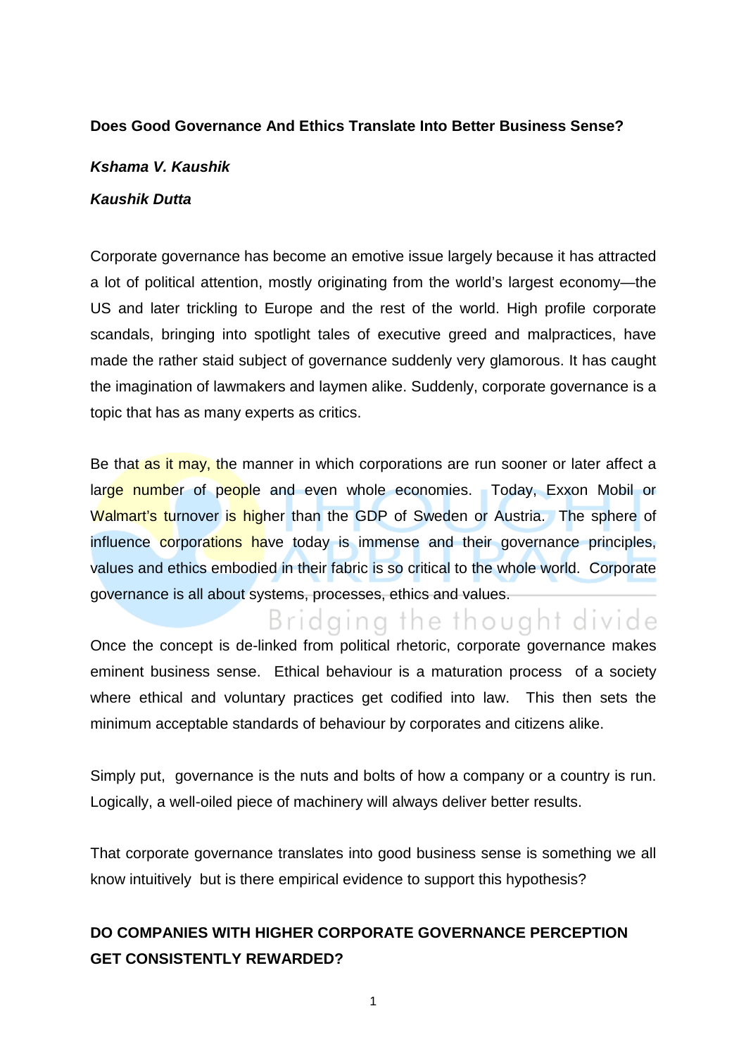**Does Good Governance And Ethics Translate Into Better Business Sense?**

***Kshama V. Kaushik***

***Kaushik Dutta***

Corporate governance has become an emotive issue largely because it has attracted a lot of political attention, mostly originating from the world's largest economy—the US and later trickling to Europe and the rest of the world. High profile corporate scandals, bringing into spotlight tales of executive greed and malpractices, have made the rather staid subject of governance suddenly very glamorous. It has caught the imagination of lawmakers and laymen alike. Suddenly, corporate governance is a topic that has as many experts as critics.

Be that as it may, the manner in which corporations are run sooner or later affect a large number of people and even whole economies. Today, Exxon Mobil or Walmart's turnover is higher than the GDP of Sweden or Austria. The sphere of influence corporations have today is immense and their governance principles, values and ethics embodied in their fabric is so critical to the whole world. Corporate governance is all about systems, processes, ethics and values.

Once the concept is de-linked from political rhetoric, corporate governance makes eminent business sense. Ethical behaviour is a maturation process of a society where ethical and voluntary practices get codified into law. This then sets the minimum acceptable standards of behaviour by corporates and citizens alike.

Simply put, governance is the nuts and bolts of how a company or a country is run. Logically, a well-oiled piece of machinery will always deliver better results.

That corporate governance translates into good business sense is something we all know intuitively but is there empirical evidence to support this hypothesis?

**DO COMPANIES WITH HIGHER CORPORATE GOVERNANCE PERCEPTION GET CONSISTENTLY REWARDED?**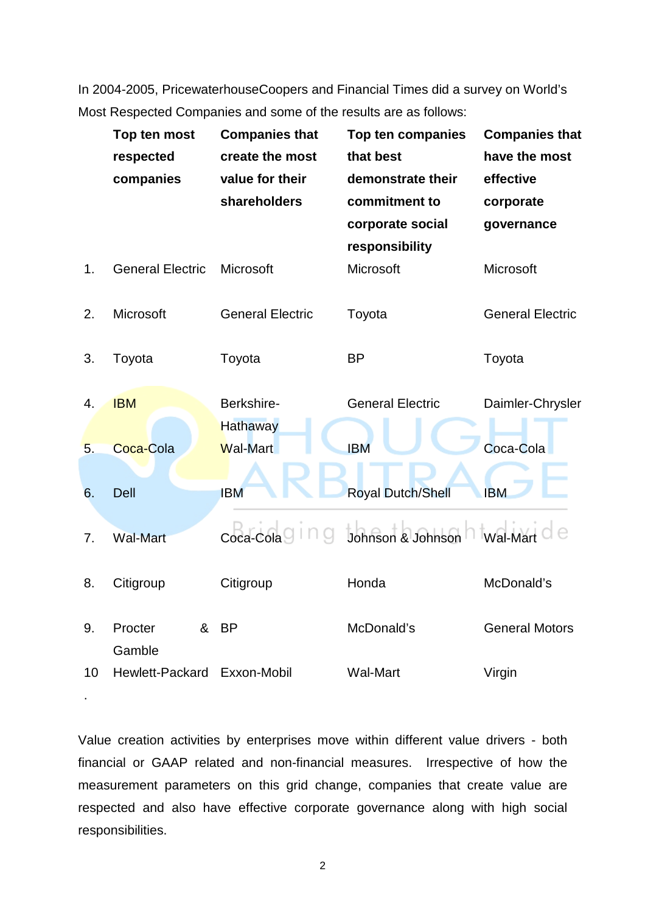In 2004-2005, PricewaterhouseCoopers and Financial Times did a survey on World's Most Respected Companies and some of the results are as follows:

| | Top ten most respected companies | Companies that create the most value for their shareholders | Top ten companies that best demonstrate their commitment to corporate social responsibility | Companies that have the most effective corporate governance |
|---|---|---|---|---|
| 1. | General Electric | Microsoft | Microsoft | Microsoft |
| 2. | Microsoft | General Electric | Toyota | General Electric |
| 3. | Toyota | Toyota | BP | Toyota |
| 4. | IBM | Berkshire-Hathaway | General Electric | Daimler-Chrysler |
| 5. | Coca-Cola | Wal-Mart | IBM | Coca-Cola |
| 6. | Dell | IBM | Royal Dutch/Shell | IBM |
| 7. | Wal-Mart | Coca-Cola | Johnson & Johnson | Wal-Mart |
| 8. | Citigroup | Citigroup | Honda | McDonald's |
| 9. | Procter & Gamble | BP | McDonald's | General Motors |
| 10. | Hewlett-Packard | Exxon-Mobil | Wal-Mart | Virgin |

Value creation activities by enterprises move within different value drivers - both financial or GAAP related and non-financial measures. Irrespective of how the measurement parameters on this grid change, companies that create value are respected and also have effective corporate governance along with high social responsibilities.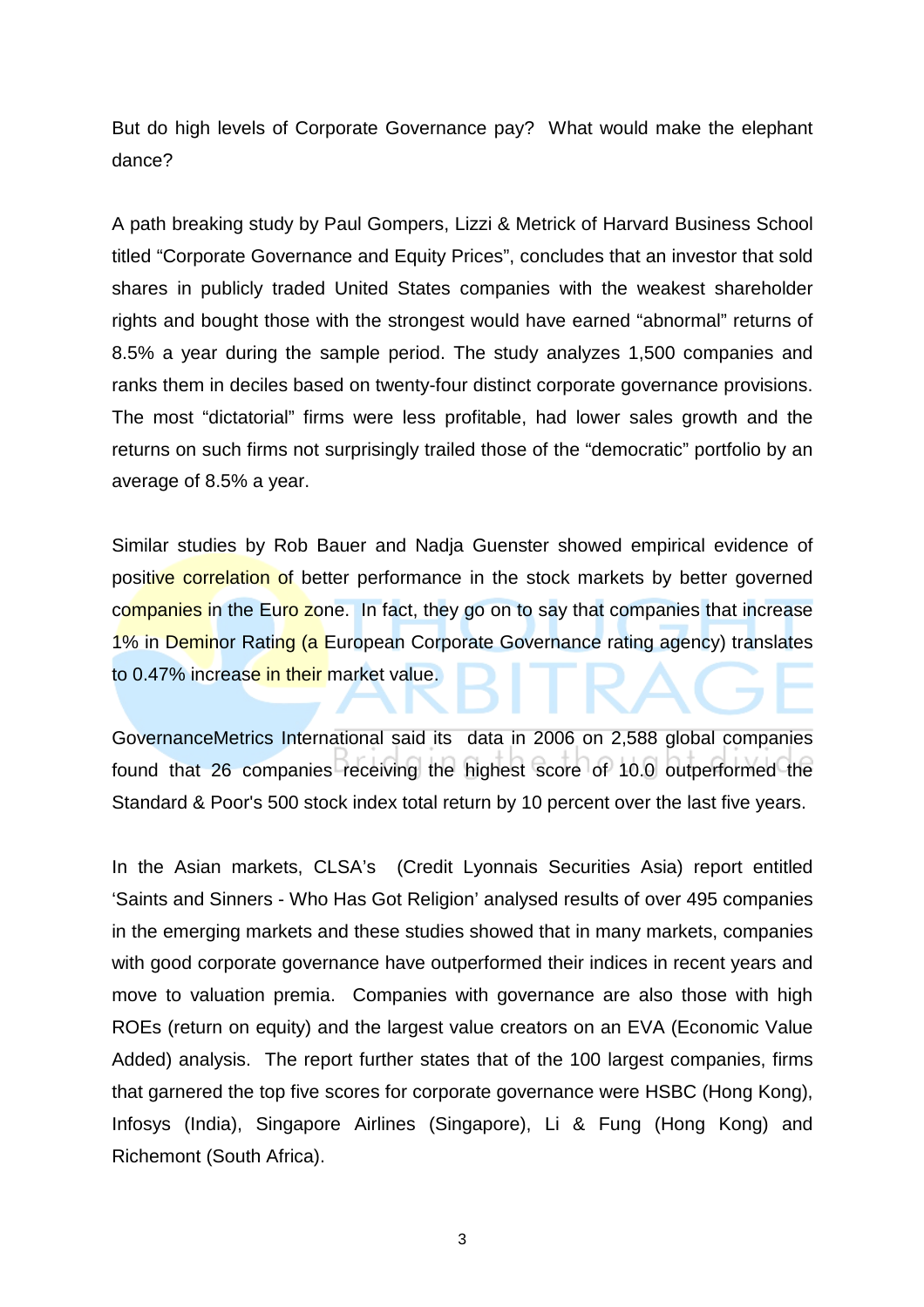But do high levels of Corporate Governance pay? What would make the elephant dance?

A path breaking study by Paul Gompers, Lizzi & Metrick of Harvard Business School titled "Corporate Governance and Equity Prices", concludes that an investor that sold shares in publicly traded United States companies with the weakest shareholder rights and bought those with the strongest would have earned "abnormal" returns of 8.5% a year during the sample period. The study analyzes 1,500 companies and ranks them in deciles based on twenty-four distinct corporate governance provisions. The most "dictatorial" firms were less profitable, had lower sales growth and the returns on such firms not surprisingly trailed those of the "democratic" portfolio by an average of 8.5% a year.

Similar studies by Rob Bauer and Nadja Guenster showed empirical evidence of positive correlation of better performance in the stock markets by better governed companies in the Euro zone. In fact, they go on to say that companies that increase 1% in Deminor Rating (a European Corporate Governance rating agency) translates to 0.47% increase in their market value.

GovernanceMetrics International said its data in 2006 on 2,588 global companies found that 26 companies receiving the highest score of 10.0 outperformed the Standard & Poor's 500 stock index total return by 10 percent over the last five years.

In the Asian markets, CLSA's (Credit Lyonnais Securities Asia) report entitled 'Saints and Sinners - Who Has Got Religion' analysed results of over 495 companies in the emerging markets and these studies showed that in many markets, companies with good corporate governance have outperformed their indices in recent years and move to valuation premia. Companies with governance are also those with high ROEs (return on equity) and the largest value creators on an EVA (Economic Value Added) analysis. The report further states that of the 100 largest companies, firms that garnered the top five scores for corporate governance were HSBC (Hong Kong), Infosys (India), Singapore Airlines (Singapore), Li & Fung (Hong Kong) and Richemont (South Africa).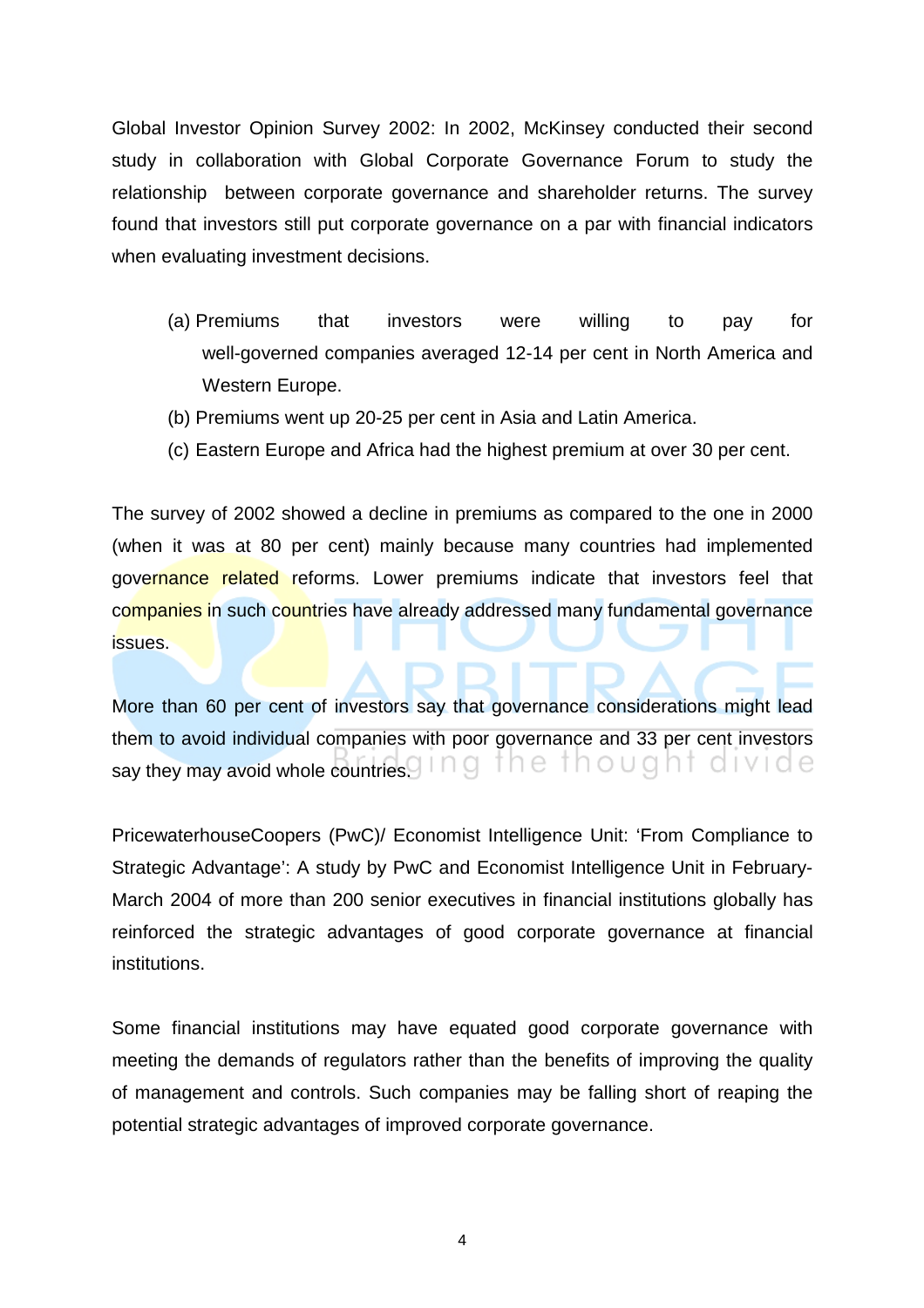Global Investor Opinion Survey 2002: In 2002, McKinsey conducted their second study in collaboration with Global Corporate Governance Forum to study the relationship between corporate governance and shareholder returns. The survey found that investors still put corporate governance on a par with financial indicators when evaluating investment decisions.

(a) Premiums that investors were willing to pay for well-governed companies averaged 12-14 per cent in North America and Western Europe.

(b) Premiums went up 20-25 per cent in Asia and Latin America.

(c) Eastern Europe and Africa had the highest premium at over 30 per cent.

The survey of 2002 showed a decline in premiums as compared to the one in 2000 (when it was at 80 per cent) mainly because many countries had implemented governance related reforms. Lower premiums indicate that investors feel that companies in such countries have already addressed many fundamental governance issues.

More than 60 per cent of investors say that governance considerations might lead them to avoid individual companies with poor governance and 33 per cent investors say they may avoid whole countries.

PricewaterhouseCoopers (PwC)/ Economist Intelligence Unit: 'From Compliance to Strategic Advantage': A study by PwC and Economist Intelligence Unit in February-March 2004 of more than 200 senior executives in financial institutions globally has reinforced the strategic advantages of good corporate governance at financial institutions.

Some financial institutions may have equated good corporate governance with meeting the demands of regulators rather than the benefits of improving the quality of management and controls. Such companies may be falling short of reaping the potential strategic advantages of improved corporate governance.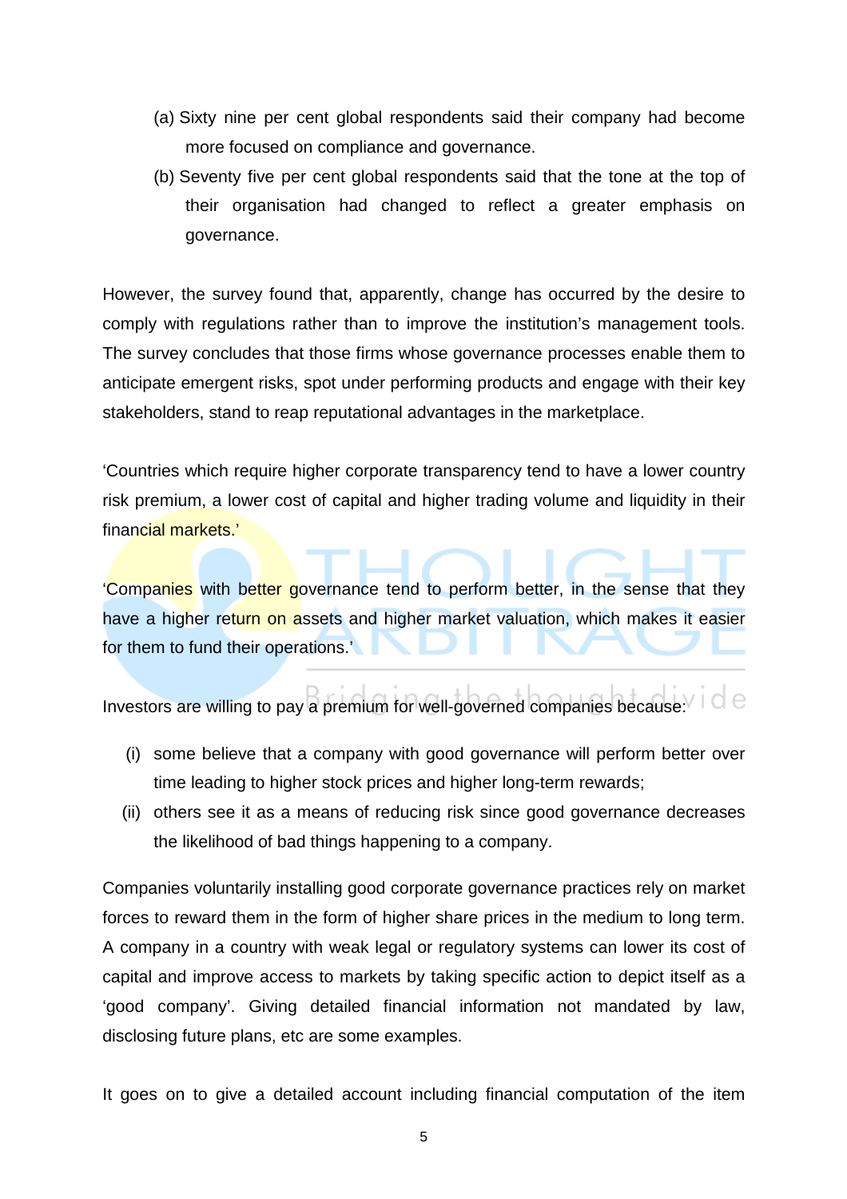(a) Sixty nine per cent global respondents said their company had become more focused on compliance and governance.

(b) Seventy five per cent global respondents said that the tone at the top of their organisation had changed to reflect a greater emphasis on governance.

However, the survey found that, apparently, change has occurred by the desire to comply with regulations rather than to improve the institution's management tools. The survey concludes that those firms whose governance processes enable them to anticipate emergent risks, spot under performing products and engage with their key stakeholders, stand to reap reputational advantages in the marketplace.

'Countries which require higher corporate transparency tend to have a lower country risk premium, a lower cost of capital and higher trading volume and liquidity in their financial markets.'

'Companies with better governance tend to perform better, in the sense that they have a higher return on assets and higher market valuation, which makes it easier for them to fund their operations.'

Investors are willing to pay a premium for well-governed companies because:

(i) some believe that a company with good governance will perform better over time leading to higher stock prices and higher long-term rewards;

(ii) others see it as a means of reducing risk since good governance decreases the likelihood of bad things happening to a company.

Companies voluntarily installing good corporate governance practices rely on market forces to reward them in the form of higher share prices in the medium to long term. A company in a country with weak legal or regulatory systems can lower its cost of capital and improve access to markets by taking specific action to depict itself as a 'good company'. Giving detailed financial information not mandated by law, disclosing future plans, etc are some examples.

It goes on to give a detailed account including financial computation of the item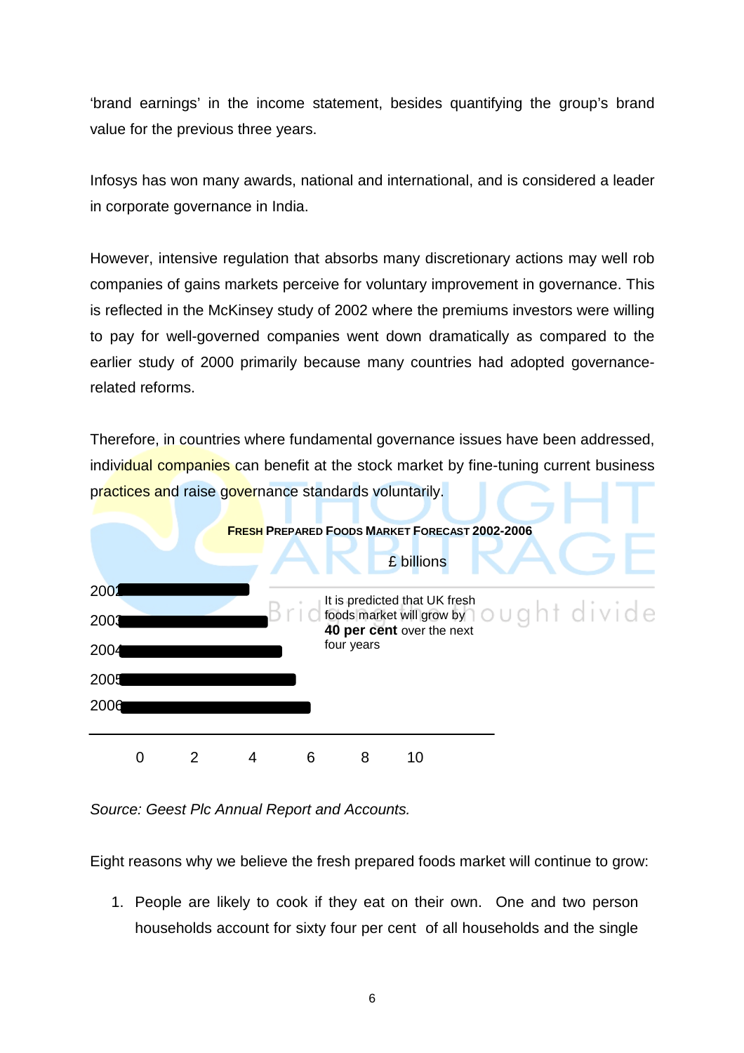'brand earnings' in the income statement, besides quantifying the group's brand value for the previous three years.

Infosys has won many awards, national and international, and is considered a leader in corporate governance in India.

However, intensive regulation that absorbs many discretionary actions may well rob companies of gains markets perceive for voluntary improvement in governance. This is reflected in the McKinsey study of 2002 where the premiums investors were willing to pay for well-governed companies went down dramatically as compared to the earlier study of 2000 primarily because many countries had adopted governance-related reforms.

Therefore, in countries where fundamental governance issues have been addressed, individual companies can benefit at the stock market by fine-tuning current business practices and raise governance standards voluntarily.

**FRESH PREPARED FOODS MARKET FORECAST 2002-2006**

£ billions

2002
2003
2004
2005
2006

0 2 4 6 8 10

It is predicted that UK fresh foods market will grow by **40 per cent** over the next four years

*Source: Geest Plc Annual Report and Accounts.*

Eight reasons why we believe the fresh prepared foods market will continue to grow:

1. People are likely to cook if they eat on their own. One and two person households account for sixty four per cent of all households and the single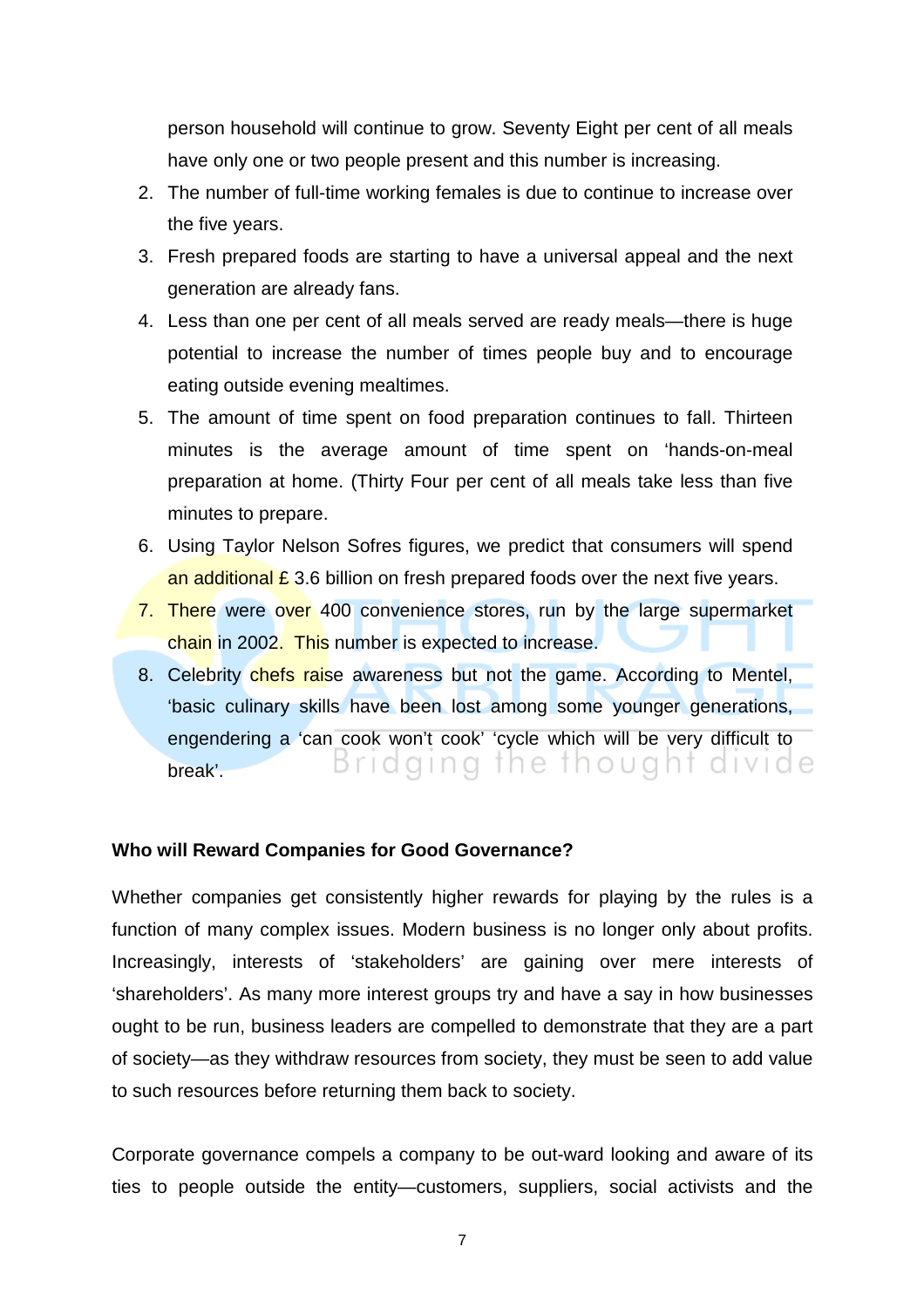person household will continue to grow. Seventy Eight per cent of all meals have only one or two people present and this number is increasing.

2. The number of full-time working females is due to continue to increase over the five years.
3. Fresh prepared foods are starting to have a universal appeal and the next generation are already fans.
4. Less than one per cent of all meals served are ready meals—there is huge potential to increase the number of times people buy and to encourage eating outside evening mealtimes.
5. The amount of time spent on food preparation continues to fall. Thirteen minutes is the average amount of time spent on 'hands-on-meal preparation at home. (Thirty Four per cent of all meals take less than five minutes to prepare.
6. Using Taylor Nelson Sofres figures, we predict that consumers will spend an additional £ 3.6 billion on fresh prepared foods over the next five years.
7. There were over 400 convenience stores, run by the large supermarket chain in 2002. This number is expected to increase.
8. Celebrity chefs raise awareness but not the game. According to Mentel, 'basic culinary skills have been lost among some younger generations, engendering a 'can cook won't cook' 'cycle which will be very difficult to break'.

**Who will Reward Companies for Good Governance?**

Whether companies get consistently higher rewards for playing by the rules is a function of many complex issues. Modern business is no longer only about profits. Increasingly, interests of 'stakeholders' are gaining over mere interests of 'shareholders'. As many more interest groups try and have a say in how businesses ought to be run, business leaders are compelled to demonstrate that they are a part of society—as they withdraw resources from society, they must be seen to add value to such resources before returning them back to society.

Corporate governance compels a company to be out-ward looking and aware of its ties to people outside the entity—customers, suppliers, social activists and the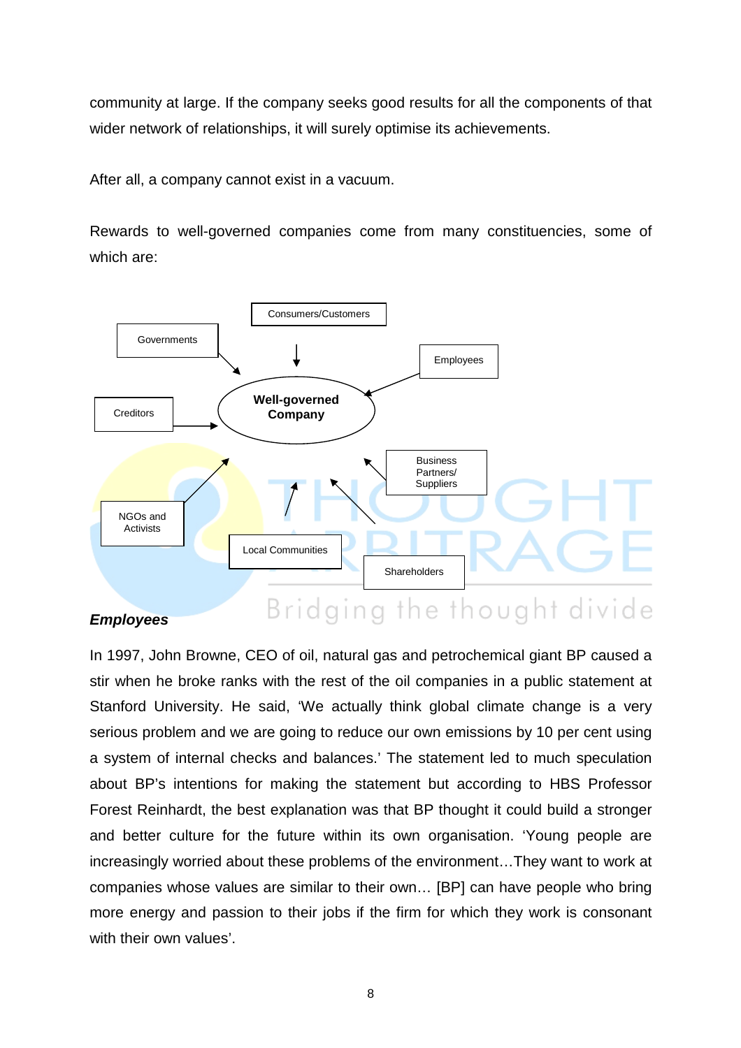community at large. If the company seeks good results for all the components of that wider network of relationships, it will surely optimise its achievements.

After all, a company cannot exist in a vacuum.

Rewards to well-governed companies come from many constituencies, some of which are:

**Well-governed Company**

- Consumers/Customers
- Governments
- Employees
- Creditors
- Business Partners/ Suppliers
- NGOs and Activists
- Local Communities
- Shareholders

***Employees***

In 1997, John Browne, CEO of oil, natural gas and petrochemical giant BP caused a stir when he broke ranks with the rest of the oil companies in a public statement at Stanford University. He said, 'We actually think global climate change is a very serious problem and we are going to reduce our own emissions by 10 per cent using a system of internal checks and balances.' The statement led to much speculation about BP's intentions for making the statement but according to HBS Professor Forest Reinhardt, the best explanation was that BP thought it could build a stronger and better culture for the future within its own organisation. 'Young people are increasingly worried about these problems of the environment…They want to work at companies whose values are similar to their own… [BP] can have people who bring more energy and passion to their jobs if the firm for which they work is consonant with their own values'.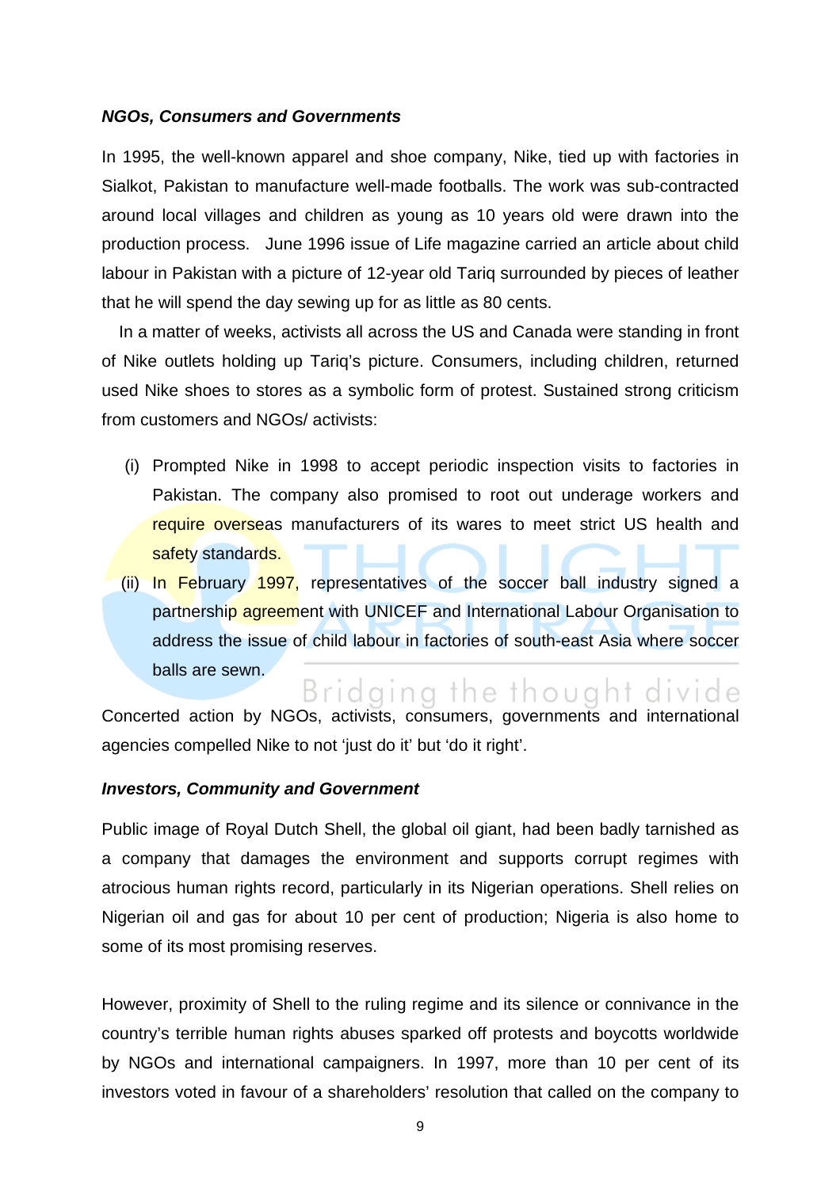***NGOs, Consumers and Governments***

In 1995, the well-known apparel and shoe company, Nike, tied up with factories in Sialkot, Pakistan to manufacture well-made footballs. The work was sub-contracted around local villages and children as young as 10 years old were drawn into the production process. June 1996 issue of Life magazine carried an article about child labour in Pakistan with a picture of 12-year old Tariq surrounded by pieces of leather that he will spend the day sewing up for as little as 80 cents.

In a matter of weeks, activists all across the US and Canada were standing in front of Nike outlets holding up Tariq's picture. Consumers, including children, returned used Nike shoes to stores as a symbolic form of protest. Sustained strong criticism from customers and NGOs/ activists:

(i) Prompted Nike in 1998 to accept periodic inspection visits to factories in Pakistan. The company also promised to root out underage workers and require overseas manufacturers of its wares to meet strict US health and safety standards.

(ii) In February 1997, representatives of the soccer ball industry signed a partnership agreement with UNICEF and International Labour Organisation to address the issue of child labour in factories of south-east Asia where soccer balls are sewn.

Concerted action by NGOs, activists, consumers, governments and international agencies compelled Nike to not 'just do it' but 'do it right'.

***Investors, Community and Government***

Public image of Royal Dutch Shell, the global oil giant, had been badly tarnished as a company that damages the environment and supports corrupt regimes with atrocious human rights record, particularly in its Nigerian operations. Shell relies on Nigerian oil and gas for about 10 per cent of production; Nigeria is also home to some of its most promising reserves.

However, proximity of Shell to the ruling regime and its silence or connivance in the country's terrible human rights abuses sparked off protests and boycotts worldwide by NGOs and international campaigners. In 1997, more than 10 per cent of its investors voted in favour of a shareholders' resolution that called on the company to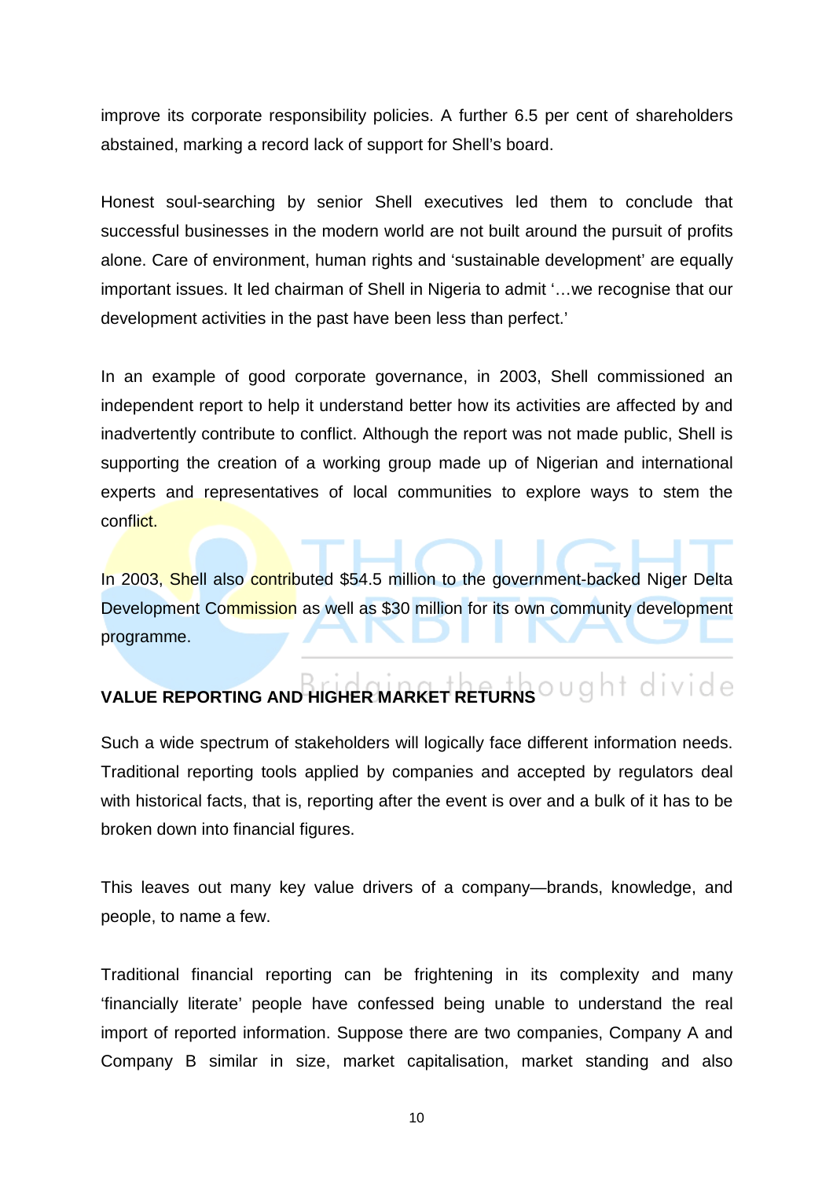improve its corporate responsibility policies. A further 6.5 per cent of shareholders abstained, marking a record lack of support for Shell's board.

Honest soul-searching by senior Shell executives led them to conclude that successful businesses in the modern world are not built around the pursuit of profits alone. Care of environment, human rights and 'sustainable development' are equally important issues. It led chairman of Shell in Nigeria to admit '…we recognise that our development activities in the past have been less than perfect.'

In an example of good corporate governance, in 2003, Shell commissioned an independent report to help it understand better how its activities are affected by and inadvertently contribute to conflict. Although the report was not made public, Shell is supporting the creation of a working group made up of Nigerian and international experts and representatives of local communities to explore ways to stem the conflict.

In 2003, Shell also contributed $54.5 million to the government-backed Niger Delta Development Commission as well as $30 million for its own community development programme.

**VALUE REPORTING AND HIGHER MARKET RETURNS**

Such a wide spectrum of stakeholders will logically face different information needs. Traditional reporting tools applied by companies and accepted by regulators deal with historical facts, that is, reporting after the event is over and a bulk of it has to be broken down into financial figures.

This leaves out many key value drivers of a company—brands, knowledge, and people, to name a few.

Traditional financial reporting can be frightening in its complexity and many 'financially literate' people have confessed being unable to understand the real import of reported information. Suppose there are two companies, Company A and Company B similar in size, market capitalisation, market standing and also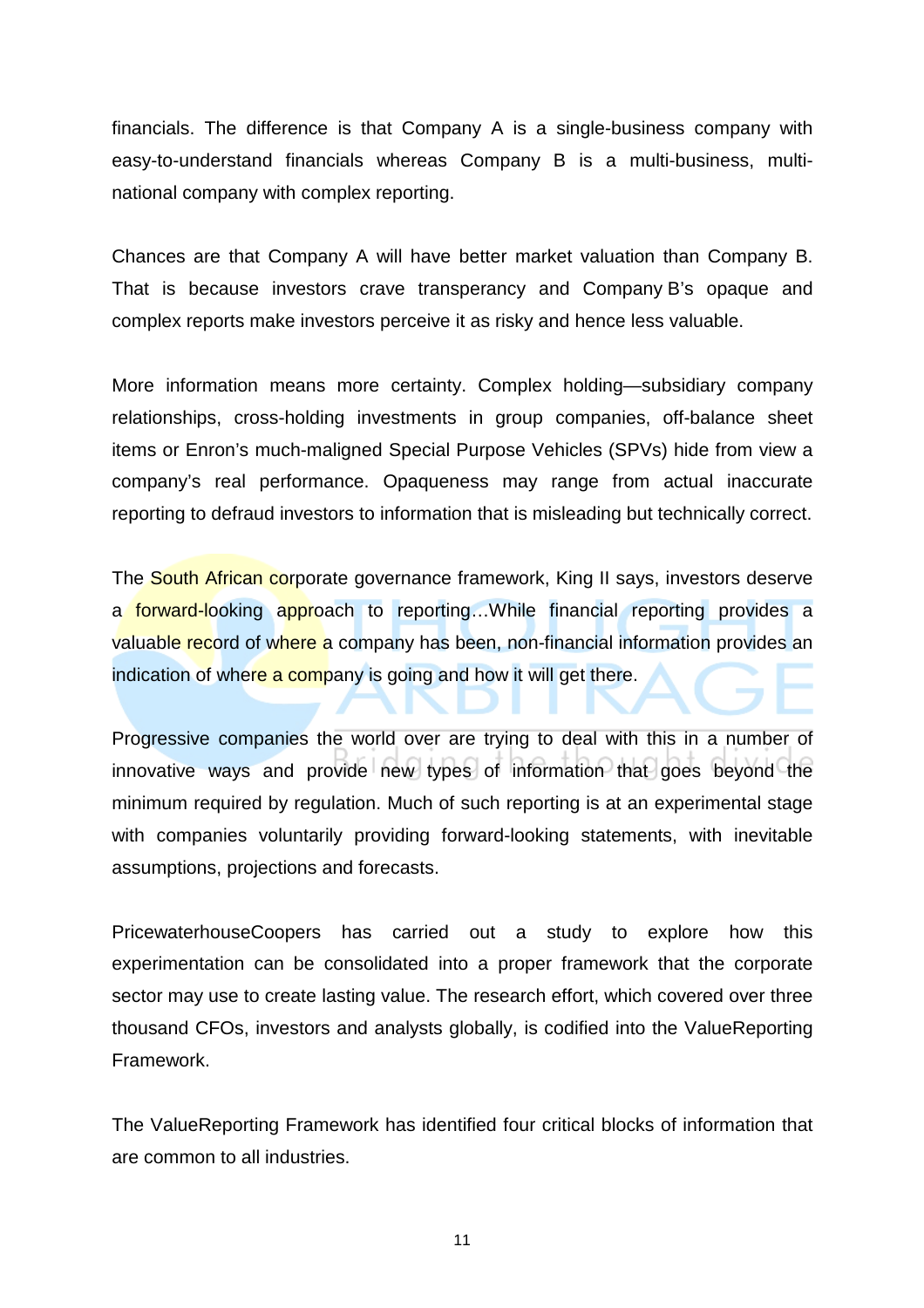financials. The difference is that Company A is a single-business company with easy-to-understand financials whereas Company B is a multi-business, multi-national company with complex reporting.

Chances are that Company A will have better market valuation than Company B. That is because investors crave transperancy and Company B's opaque and complex reports make investors perceive it as risky and hence less valuable.

More information means more certainty. Complex holding—subsidiary company relationships, cross-holding investments in group companies, off-balance sheet items or Enron's much-maligned Special Purpose Vehicles (SPVs) hide from view a company's real performance. Opaqueness may range from actual inaccurate reporting to defraud investors to information that is misleading but technically correct.

The South African corporate governance framework, King II says, investors deserve a forward-looking approach to reporting…While financial reporting provides a valuable record of where a company has been, non-financial information provides an indication of where a company is going and how it will get there.

Progressive companies the world over are trying to deal with this in a number of innovative ways and provide new types of information that goes beyond the minimum required by regulation. Much of such reporting is at an experimental stage with companies voluntarily providing forward-looking statements, with inevitable assumptions, projections and forecasts.

PricewaterhouseCoopers has carried out a study to explore how this experimentation can be consolidated into a proper framework that the corporate sector may use to create lasting value. The research effort, which covered over three thousand CFOs, investors and analysts globally, is codified into the ValueReporting Framework.

The ValueReporting Framework has identified four critical blocks of information that are common to all industries.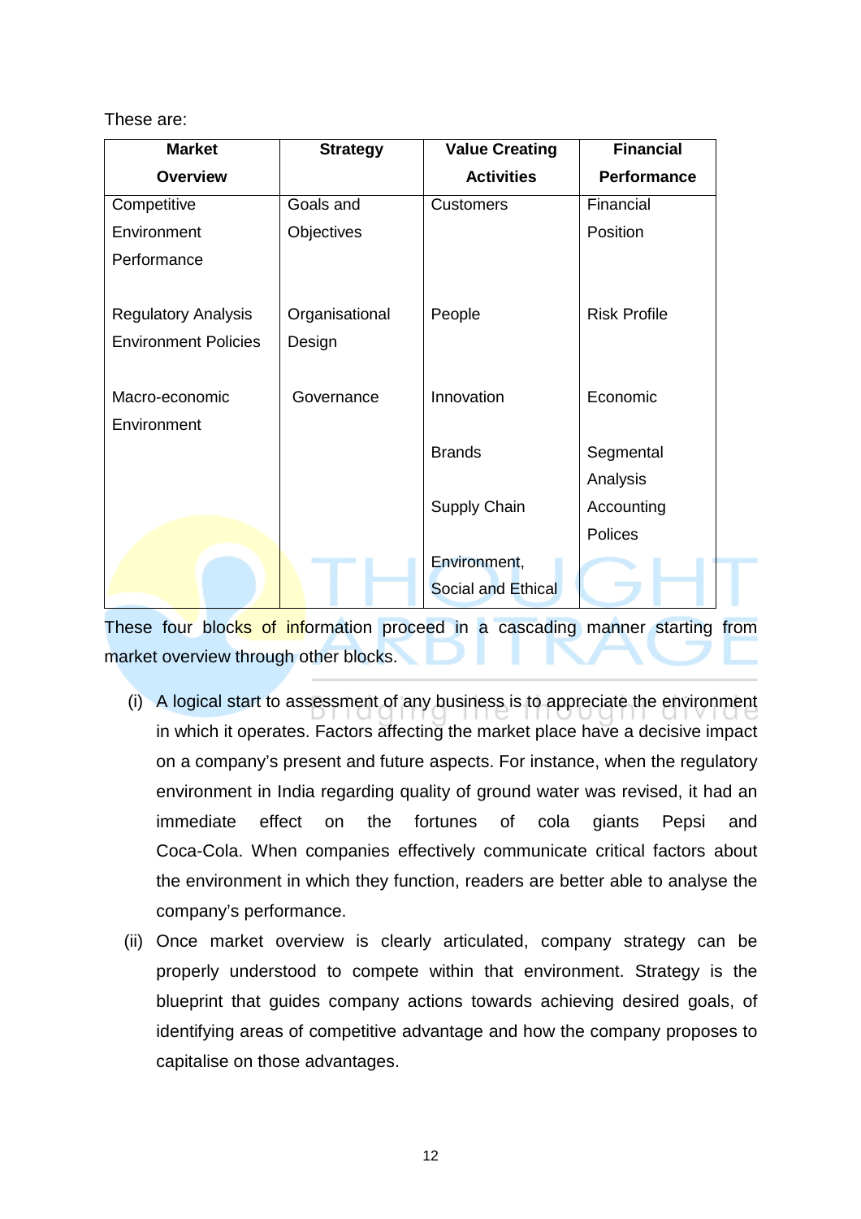These are:

| Market Overview | Strategy | Value Creating Activities | Financial Performance |
|---|---|---|---|
| Competitive Environment Performance | Goals and Objectives | Customers | Financial Position |
| Regulatory Analysis Environment Policies | Organisational Design | People | Risk Profile |
| Macro-economic Environment | Governance | Innovation | Economic |
| | | Brands | Segmental Analysis |
| | | Supply Chain | Accounting Polices |
| | | Environment, Social and Ethical | |

These four blocks of information proceed in a cascading manner starting from market overview through other blocks.

(i) A logical start to assessment of any business is to appreciate the environment in which it operates. Factors affecting the market place have a decisive impact on a company's present and future aspects. For instance, when the regulatory environment in India regarding quality of ground water was revised, it had an immediate effect on the fortunes of cola giants Pepsi and Coca-Cola. When companies effectively communicate critical factors about the environment in which they function, readers are better able to analyse the company's performance.

(ii) Once market overview is clearly articulated, company strategy can be properly understood to compete within that environment. Strategy is the blueprint that guides company actions towards achieving desired goals, of identifying areas of competitive advantage and how the company proposes to capitalise on those advantages.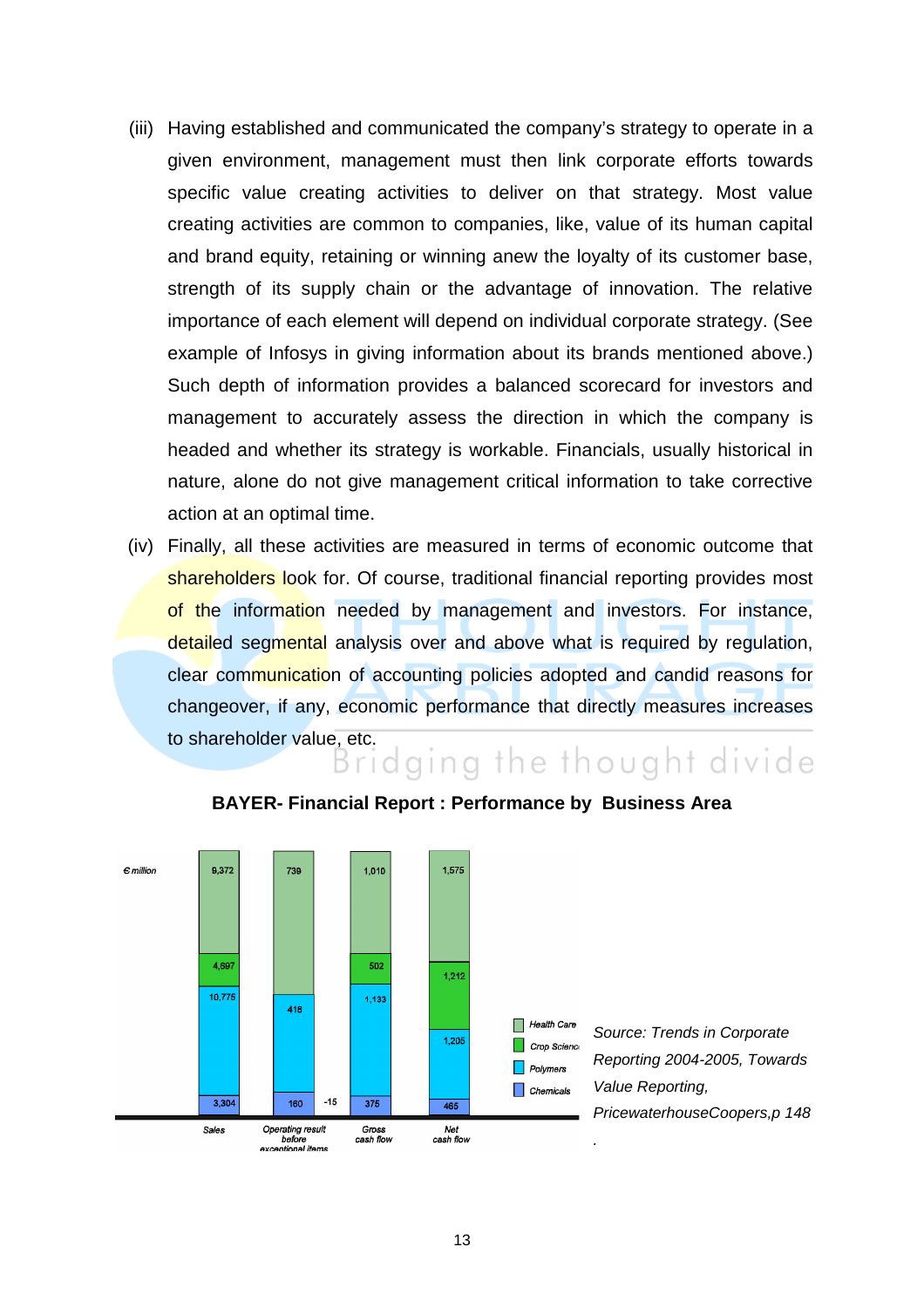(iii) Having established and communicated the company's strategy to operate in a given environment, management must then link corporate efforts towards specific value creating activities to deliver on that strategy. Most value creating activities are common to companies, like, value of its human capital and brand equity, retaining or winning anew the loyalty of its customer base, strength of its supply chain or the advantage of innovation. The relative importance of each element will depend on individual corporate strategy. (See example of Infosys in giving information about its brands mentioned above.) Such depth of information provides a balanced scorecard for investors and management to accurately assess the direction in which the company is headed and whether its strategy is workable. Financials, usually historical in nature, alone do not give management critical information to take corrective action at an optimal time.

(iv) Finally, all these activities are measured in terms of economic outcome that shareholders look for. Of course, traditional financial reporting provides most of the information needed by management and investors. For instance, detailed segmental analysis over and above what is required by regulation, clear communication of accounting policies adopted and candid reasons for changeover, if any, economic performance that directly measures increases to shareholder value, etc.

**BAYER- Financial Report : Performance by Business Area**

€ million

| | Sales | Operating result before exceptional items | Gross cash flow | Net cash flow |
|---|---|---|---|---|
| Health Care | 9,372 | 739 | 1,010 | 1,575 |
| Crop Science | 4,697 | | 502 | 1,212 |
| Polymers | 10,775 | 418 | 1,133 | 1,205 |
| Chemicals | 3,304 | 160 | 375 | 465 |

(Operating result before exceptional items also shows: -15)

*Source: Trends in Corporate Reporting 2004-2005, Towards Value Reporting, PricewaterhouseCoopers,p 148*

.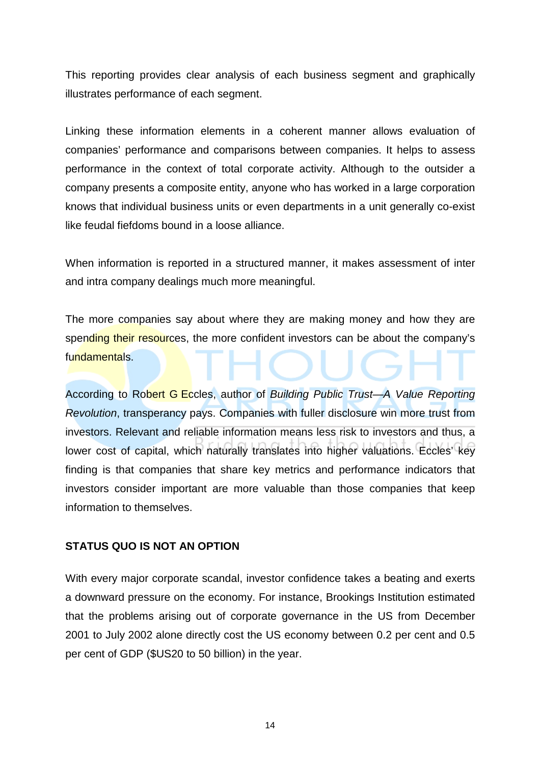This reporting provides clear analysis of each business segment and graphically illustrates performance of each segment.

Linking these information elements in a coherent manner allows evaluation of companies' performance and comparisons between companies. It helps to assess performance in the context of total corporate activity. Although to the outsider a company presents a composite entity, anyone who has worked in a large corporation knows that individual business units or even departments in a unit generally co-exist like feudal fiefdoms bound in a loose alliance.

When information is reported in a structured manner, it makes assessment of inter and intra company dealings much more meaningful.

The more companies say about where they are making money and how they are spending their resources, the more confident investors can be about the company's fundamentals.

According to Robert G Eccles, author of *Building Public Trust—A Value Reporting Revolution*, transperancy pays. Companies with fuller disclosure win more trust from investors. Relevant and reliable information means less risk to investors and thus, a lower cost of capital, which naturally translates into higher valuations. Eccles' key finding is that companies that share key metrics and performance indicators that investors consider important are more valuable than those companies that keep information to themselves.

## STATUS QUO IS NOT AN OPTION

With every major corporate scandal, investor confidence takes a beating and exerts a downward pressure on the economy. For instance, Brookings Institution estimated that the problems arising out of corporate governance in the US from December 2001 to July 2002 alone directly cost the US economy between 0.2 per cent and 0.5 per cent of GDP ($US20 to 50 billion) in the year.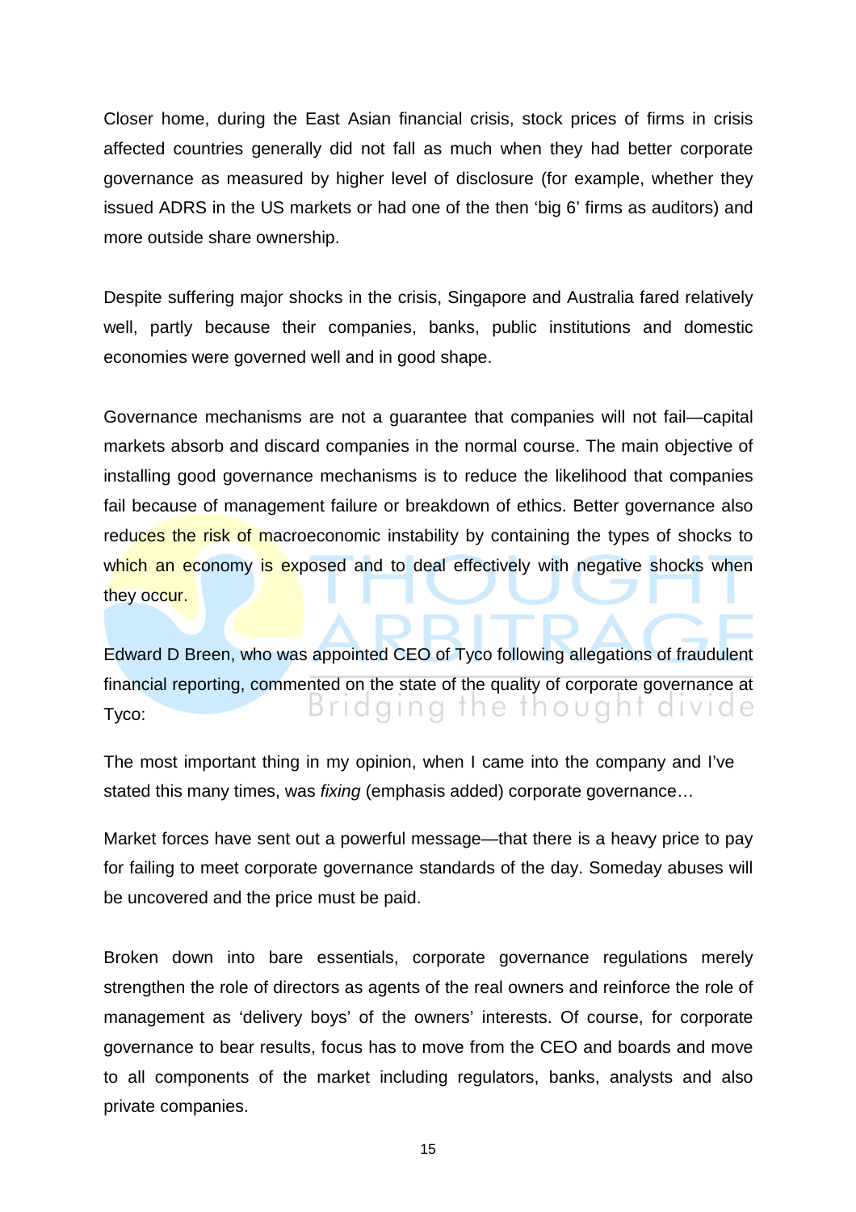Closer home, during the East Asian financial crisis, stock prices of firms in crisis affected countries generally did not fall as much when they had better corporate governance as measured by higher level of disclosure (for example, whether they issued ADRS in the US markets or had one of the then 'big 6' firms as auditors) and more outside share ownership.

Despite suffering major shocks in the crisis, Singapore and Australia fared relatively well, partly because their companies, banks, public institutions and domestic economies were governed well and in good shape.

Governance mechanisms are not a guarantee that companies will not fail—capital markets absorb and discard companies in the normal course. The main objective of installing good governance mechanisms is to reduce the likelihood that companies fail because of management failure or breakdown of ethics. Better governance also reduces the risk of macroeconomic instability by containing the types of shocks to which an economy is exposed and to deal effectively with negative shocks when they occur.

Edward D Breen, who was appointed CEO of Tyco following allegations of fraudulent financial reporting, commented on the state of the quality of corporate governance at Tyco:

The most important thing in my opinion, when I came into the company and I've stated this many times, was *fixing* (emphasis added) corporate governance…

Market forces have sent out a powerful message—that there is a heavy price to pay for failing to meet corporate governance standards of the day. Someday abuses will be uncovered and the price must be paid.

Broken down into bare essentials, corporate governance regulations merely strengthen the role of directors as agents of the real owners and reinforce the role of management as 'delivery boys' of the owners' interests. Of course, for corporate governance to bear results, focus has to move from the CEO and boards and move to all components of the market including regulators, banks, analysts and also private companies.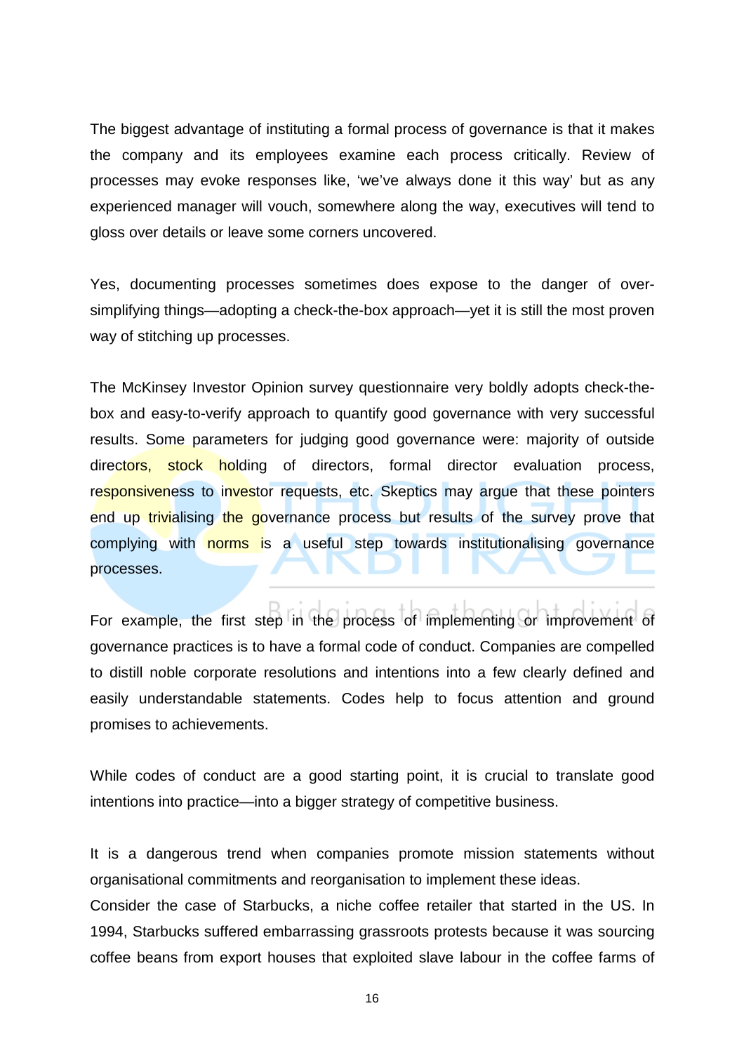The biggest advantage of instituting a formal process of governance is that it makes the company and its employees examine each process critically. Review of processes may evoke responses like, 'we've always done it this way' but as any experienced manager will vouch, somewhere along the way, executives will tend to gloss over details or leave some corners uncovered.

Yes, documenting processes sometimes does expose to the danger of over-simplifying things—adopting a check-the-box approach—yet it is still the most proven way of stitching up processes.

The McKinsey Investor Opinion survey questionnaire very boldly adopts check-the-box and easy-to-verify approach to quantify good governance with very successful results. Some parameters for judging good governance were: majority of outside directors, stock holding of directors, formal director evaluation process, responsiveness to investor requests, etc. Skeptics may argue that these pointers end up trivialising the governance process but results of the survey prove that complying with norms is a useful step towards institutionalising governance processes.

For example, the first step in the process of implementing or improvement of governance practices is to have a formal code of conduct. Companies are compelled to distill noble corporate resolutions and intentions into a few clearly defined and easily understandable statements. Codes help to focus attention and ground promises to achievements.

While codes of conduct are a good starting point, it is crucial to translate good intentions into practice—into a bigger strategy of competitive business.

It is a dangerous trend when companies promote mission statements without organisational commitments and reorganisation to implement these ideas.
Consider the case of Starbucks, a niche coffee retailer that started in the US. In 1994, Starbucks suffered embarrassing grassroots protests because it was sourcing coffee beans from export houses that exploited slave labour in the coffee farms of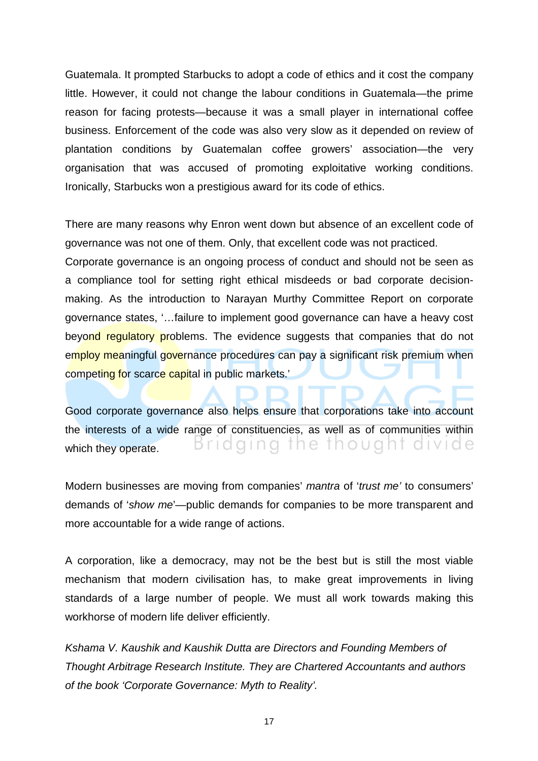Guatemala. It prompted Starbucks to adopt a code of ethics and it cost the company little. However, it could not change the labour conditions in Guatemala—the prime reason for facing protests—because it was a small player in international coffee business. Enforcement of the code was also very slow as it depended on review of plantation conditions by Guatemalan coffee growers' association—the very organisation that was accused of promoting exploitative working conditions. Ironically, Starbucks won a prestigious award for its code of ethics.

There are many reasons why Enron went down but absence of an excellent code of governance was not one of them. Only, that excellent code was not practiced.
Corporate governance is an ongoing process of conduct and should not be seen as a compliance tool for setting right ethical misdeeds or bad corporate decision-making. As the introduction to Narayan Murthy Committee Report on corporate governance states, '…failure to implement good governance can have a heavy cost beyond regulatory problems. The evidence suggests that companies that do not employ meaningful governance procedures can pay a significant risk premium when competing for scarce capital in public markets.'

Good corporate governance also helps ensure that corporations take into account the interests of a wide range of constituencies, as well as of communities within which they operate.

Modern businesses are moving from companies' *mantra* of '*trust me'* to consumers' demands of '*show me*'—public demands for companies to be more transparent and more accountable for a wide range of actions.

A corporation, like a democracy, may not be the best but is still the most viable mechanism that modern civilisation has, to make great improvements in living standards of a large number of people. We must all work towards making this workhorse of modern life deliver efficiently.

*Kshama V. Kaushik and Kaushik Dutta are Directors and Founding Members of Thought Arbitrage Research Institute. They are Chartered Accountants and authors of the book 'Corporate Governance: Myth to Reality'.*